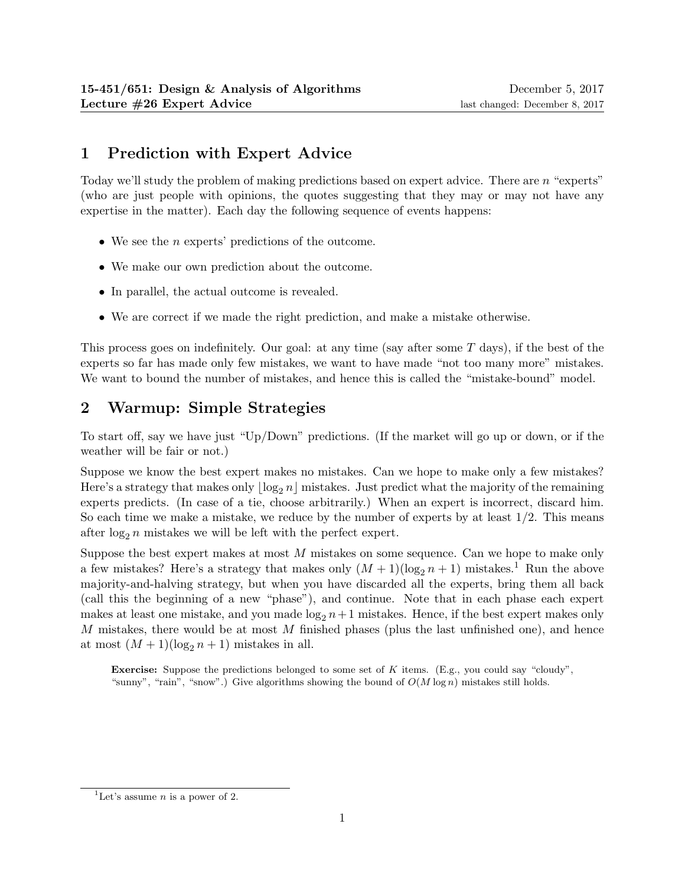**15-451/651: Design & Analysis of Algorithms** December 5, 2017
**Lecture #26 Expert Advice** last changed: December 8, 2017

# 1 Prediction with Expert Advice

Today we'll study the problem of making predictions based on expert advice. There are $n$ "experts" (who are just people with opinions, the quotes suggesting that they may or may not have any expertise in the matter). Each day the following sequence of events happens:

- We see the $n$ experts' predictions of the outcome.
- We make our own prediction about the outcome.
- In parallel, the actual outcome is revealed.
- We are correct if we made the right prediction, and make a mistake otherwise.

This process goes on indefinitely. Our goal: at any time (say after some $T$ days), if the best of the experts so far has made only few mistakes, we want to have made "not too many more" mistakes. We want to bound the number of mistakes, and hence this is called the "mistake-bound" model.

# 2 Warmup: Simple Strategies

To start off, say we have just "Up/Down" predictions. (If the market will go up or down, or if the weather will be fair or not.)

Suppose we know the best expert makes no mistakes. Can we hope to make only a few mistakes? Here's a strategy that makes only $\lfloor \log_2 n \rfloor$ mistakes. Just predict what the majority of the remaining experts predicts. (In case of a tie, choose arbitrarily.) When an expert is incorrect, discard him. So each time we make a mistake, we reduce by the number of experts by at least 1/2. This means after $\log_2 n$ mistakes we will be left with the perfect expert.

Suppose the best expert makes at most $M$ mistakes on some sequence. Can we hope to make only a few mistakes? Here's a strategy that makes only $(M + 1)(\log_2 n + 1)$ mistakes.[1] Run the above majority-and-halving strategy, but when you have discarded all the experts, bring them all back (call this the beginning of a new "phase"), and continue. Note that in each phase each expert makes at least one mistake, and you made $\log_2 n + 1$ mistakes. Hence, if the best expert makes only $M$ mistakes, there would be at most $M$ finished phases (plus the last unfinished one), and hence at most $(M + 1)(\log_2 n + 1)$ mistakes in all.

> **Exercise:** Suppose the predictions belonged to some set of $K$ items. (E.g., you could say "cloudy", "sunny", "rain", "snow".) Give algorithms showing the bound of $O(M \log n)$ mistakes still holds.

[1] Let's assume $n$ is a power of 2.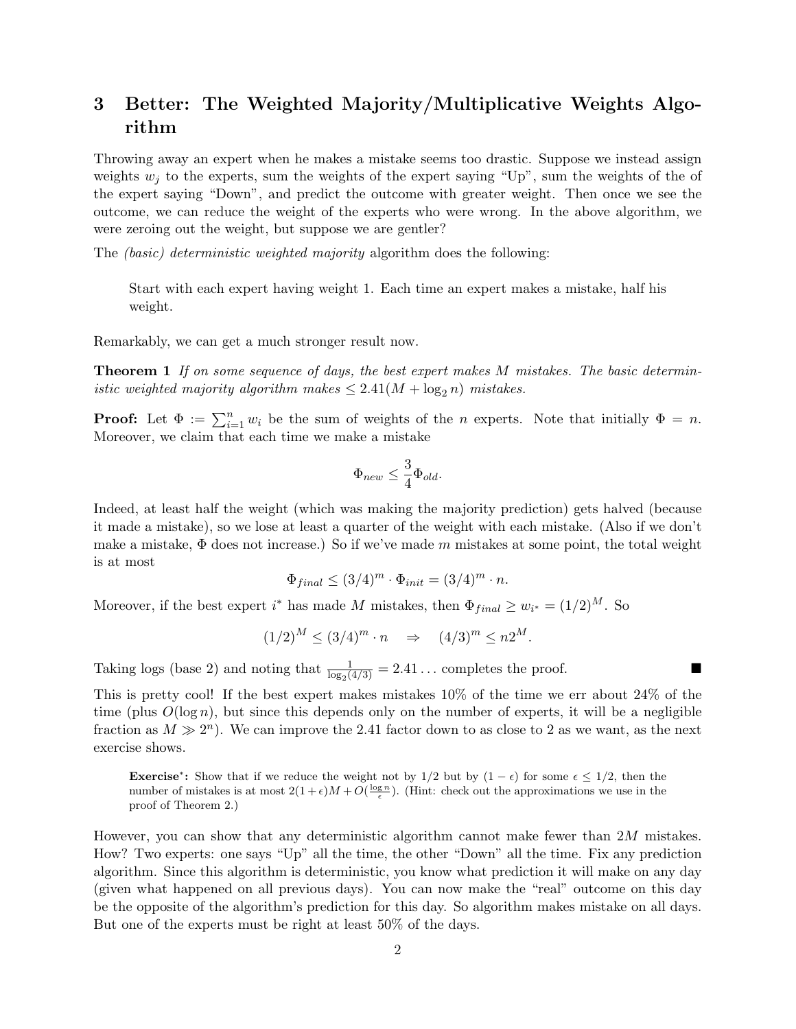## 3 Better: The Weighted Majority/Multiplicative Weights Algorithm

Throwing away an expert when he makes a mistake seems too drastic. Suppose we instead assign weights $w_j$ to the experts, sum the weights of the expert saying "Up", sum the weights of the of the expert saying "Down", and predict the outcome with greater weight. Then once we see the outcome, we can reduce the weight of the experts who were wrong. In the above algorithm, we were zeroing out the weight, but suppose we are gentler?

The *(basic) deterministic weighted majority* algorithm does the following:

> Start with each expert having weight 1. Each time an expert makes a mistake, half his weight.

Remarkably, we can get a much stronger result now.

**Theorem 1** *If on some sequence of days, the best expert makes $M$ mistakes. The basic deterministic weighted majority algorithm makes $\leq 2.41(M + \log_2 n)$ mistakes.*

**Proof:** Let $\Phi := \sum_{i=1}^{n} w_i$ be the sum of weights of the $n$ experts. Note that initially $\Phi = n$. Moreover, we claim that each time we make a mistake

$$\Phi_{new} \leq \frac{3}{4}\Phi_{old}.$$

Indeed, at least half the weight (which was making the majority prediction) gets halved (because it made a mistake), so we lose at least a quarter of the weight with each mistake. (Also if we don't make a mistake, $\Phi$ does not increase.) So if we've made $m$ mistakes at some point, the total weight is at most

$$\Phi_{final} \leq (3/4)^m \cdot \Phi_{init} = (3/4)^m \cdot n.$$

Moreover, if the best expert $i^*$ has made $M$ mistakes, then $\Phi_{final} \geq w_{i^*} = (1/2)^M$. So

$$(1/2)^M \leq (3/4)^m \cdot n \quad \Rightarrow \quad (4/3)^m \leq n 2^M.$$

Taking logs (base 2) and noting that $\frac{1}{\log_2(4/3)} = 2.41\ldots$ completes the proof. ∎

This is pretty cool! If the best expert makes mistakes 10% of the time we err about 24% of the time (plus $O(\log n)$, but since this depends only on the number of experts, it will be a negligible fraction as $M \gg 2^n$). We can improve the 2.41 factor down to as close to 2 as we want, as the next exercise shows.

> **Exercise$^*$:** Show that if we reduce the weight not by 1/2 but by $(1-\epsilon)$ for some $\epsilon \leq 1/2$, then the number of mistakes is at most $2(1+\epsilon)M + O(\frac{\log n}{\epsilon})$. (Hint: check out the approximations we use in the proof of Theorem 2.)

However, you can show that any deterministic algorithm cannot make fewer than $2M$ mistakes. How? Two experts: one says "Up" all the time, the other "Down" all the time. Fix any prediction algorithm. Since this algorithm is deterministic, you know what prediction it will make on any day (given what happened on all previous days). You can now make the "real" outcome on this day be the opposite of the algorithm's prediction for this day. So algorithm makes mistake on all days. But one of the experts must be right at least 50% of the days.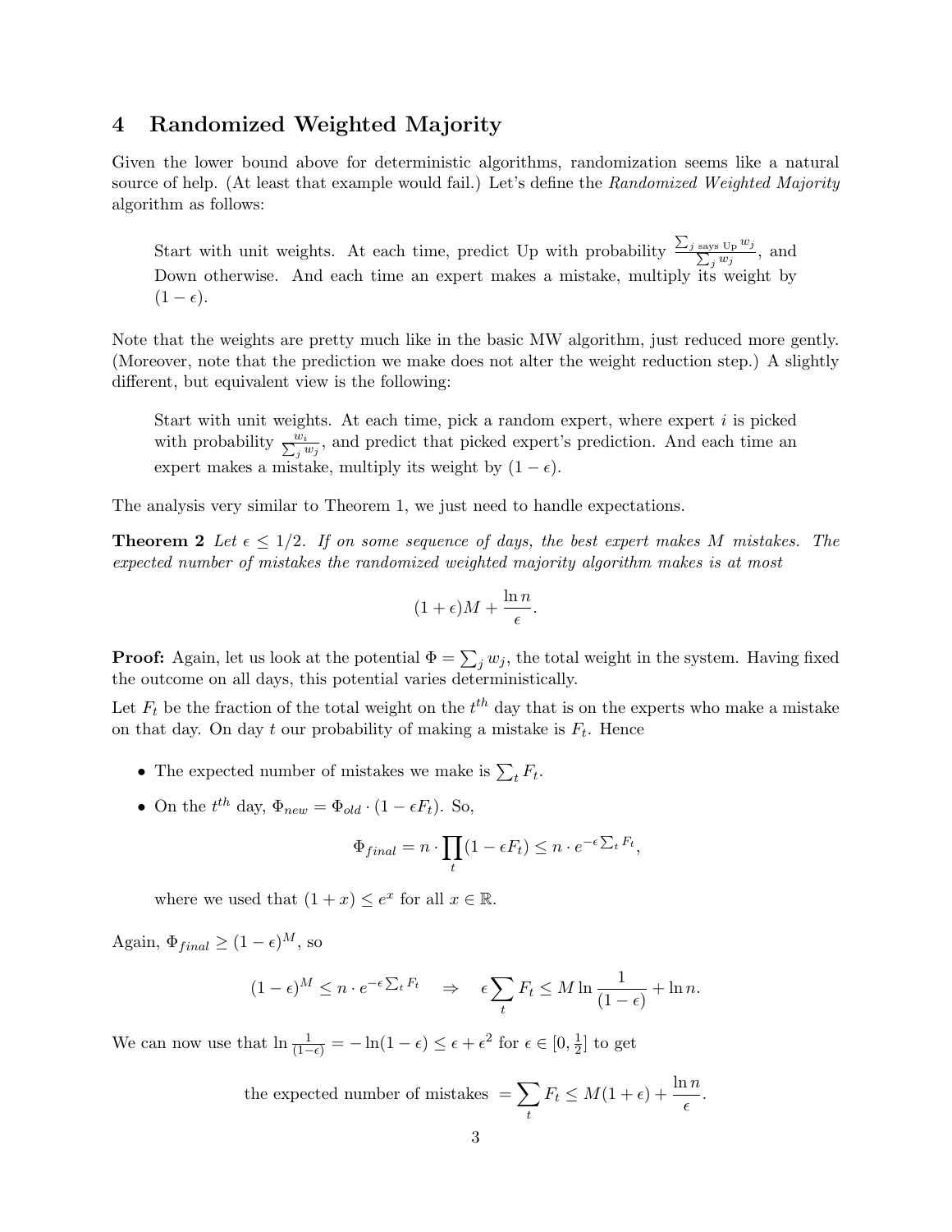## 4 Randomized Weighted Majority

Given the lower bound above for deterministic algorithms, randomization seems like a natural source of help. (At least that example would fail.) Let's define the *Randomized Weighted Majority* algorithm as follows:

> Start with unit weights. At each time, predict Up with probability $\frac{\sum_{j \text{ says Up}} w_j}{\sum_j w_j}$, and Down otherwise. And each time an expert makes a mistake, multiply its weight by $(1-\epsilon)$.

Note that the weights are pretty much like in the basic MW algorithm, just reduced more gently. (Moreover, note that the prediction we make does not alter the weight reduction step.) A slightly different, but equivalent view is the following:

> Start with unit weights. At each time, pick a random expert, where expert $i$ is picked with probability $\frac{w_i}{\sum_j w_j}$, and predict that picked expert's prediction. And each time an expert makes a mistake, multiply its weight by $(1-\epsilon)$.

The analysis very similar to Theorem 1, we just need to handle expectations.

**Theorem 2** *Let $\epsilon \le 1/2$. If on some sequence of days, the best expert makes $M$ mistakes. The expected number of mistakes the randomized weighted majority algorithm makes is at most*

$$(1+\epsilon)M + \frac{\ln n}{\epsilon}.$$

**Proof:** Again, let us look at the potential $\Phi = \sum_j w_j$, the total weight in the system. Having fixed the outcome on all days, this potential varies deterministically.

Let $F_t$ be the fraction of the total weight on the $t^{th}$ day that is on the experts who make a mistake on that day. On day $t$ our probability of making a mistake is $F_t$. Hence

- The expected number of mistakes we make is $\sum_t F_t$.
- On the $t^{th}$ day, $\Phi_{new} = \Phi_{old} \cdot (1 - \epsilon F_t)$. So,

$$\Phi_{final} = n \cdot \prod_t (1 - \epsilon F_t) \le n \cdot e^{-\epsilon \sum_t F_t},$$

  where we used that $(1+x) \le e^x$ for all $x \in \mathbb{R}$.

Again, $\Phi_{final} \ge (1-\epsilon)^M$, so

$$(1-\epsilon)^M \le n \cdot e^{-\epsilon \sum_t F_t} \quad \Rightarrow \quad \epsilon \sum_t F_t \le M \ln \frac{1}{(1-\epsilon)} + \ln n.$$

We can now use that $\ln \frac{1}{(1-\epsilon)} = -\ln(1-\epsilon) \le \epsilon + \epsilon^2$ for $\epsilon \in [0, \frac{1}{2}]$ to get

$$\text{the expected number of mistakes } = \sum_t F_t \le M(1+\epsilon) + \frac{\ln n}{\epsilon}.$$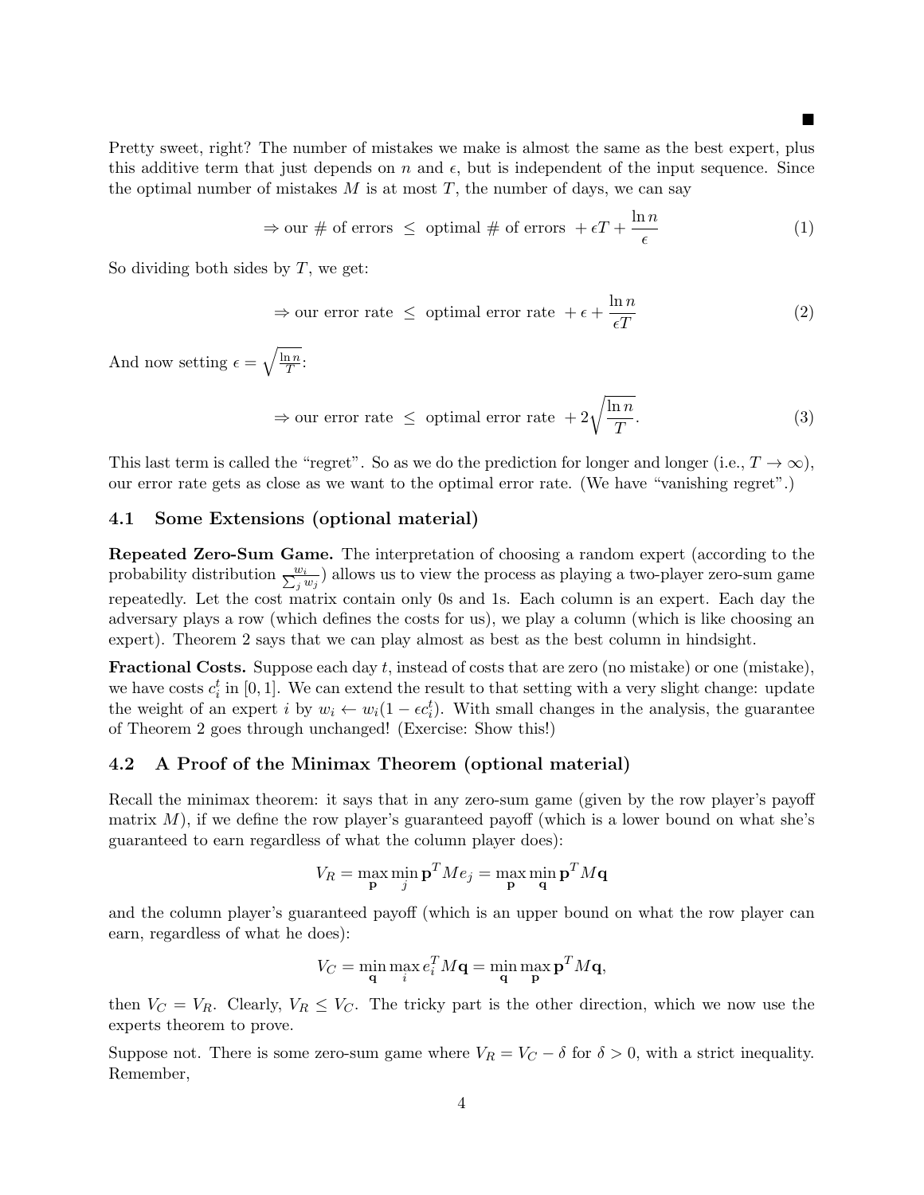■

Pretty sweet, right? The number of mistakes we make is almost the same as the best expert, plus this additive term that just depends on $n$ and $\epsilon$, but is independent of the input sequence. Since the optimal number of mistakes $M$ is at most $T$, the number of days, we can say

$$\Rightarrow \text{our \# of errors} \;\leq\; \text{optimal \# of errors} \;+\epsilon T + \frac{\ln n}{\epsilon} \tag{1}$$

So dividing both sides by $T$, we get:

$$\Rightarrow \text{our error rate} \;\leq\; \text{optimal error rate} \;+\epsilon + \frac{\ln n}{\epsilon T} \tag{2}$$

And now setting $\epsilon = \sqrt{\frac{\ln n}{T}}$:

$$\Rightarrow \text{our error rate} \;\leq\; \text{optimal error rate} \;+2\sqrt{\frac{\ln n}{T}}. \tag{3}$$

This last term is called the "regret". So as we do the prediction for longer and longer (i.e., $T \to \infty$), our error rate gets as close as we want to the optimal error rate. (We have "vanishing regret".)

### 4.1 Some Extensions (optional material)

**Repeated Zero-Sum Game.** The interpretation of choosing a random expert (according to the probability distribution $\frac{w_i}{\sum_j w_j}$) allows us to view the process as playing a two-player zero-sum game repeatedly. Let the cost matrix contain only 0s and 1s. Each column is an expert. Each day the adversary plays a row (which defines the costs for us), we play a column (which is like choosing an expert). Theorem 2 says that we can play almost as best as the best column in hindsight.

**Fractional Costs.** Suppose each day $t$, instead of costs that are zero (no mistake) or one (mistake), we have costs $c_i^t$ in $[0, 1]$. We can extend the result to that setting with a very slight change: update the weight of an expert $i$ by $w_i \leftarrow w_i(1 - \epsilon c_i^t)$. With small changes in the analysis, the guarantee of Theorem 2 goes through unchanged! (Exercise: Show this!)

### 4.2 A Proof of the Minimax Theorem (optional material)

Recall the minimax theorem: it says that in any zero-sum game (given by the row player's payoff matrix $M$), if we define the row player's guaranteed payoff (which is a lower bound on what she's guaranteed to earn regardless of what the column player does):

$$V_R = \max_{\mathbf{p}} \min_{j} \mathbf{p}^T M e_j = \max_{\mathbf{p}} \min_{\mathbf{q}} \mathbf{p}^T M \mathbf{q}$$

and the column player's guaranteed payoff (which is an upper bound on what the row player can earn, regardless of what he does):

$$V_C = \min_{\mathbf{q}} \max_{i} e_i^T M \mathbf{q} = \min_{\mathbf{q}} \max_{\mathbf{p}} \mathbf{p}^T M \mathbf{q},$$

then $V_C = V_R$. Clearly, $V_R \leq V_C$. The tricky part is the other direction, which we now use the experts theorem to prove.

Suppose not. There is some zero-sum game where $V_R = V_C - \delta$ for $\delta > 0$, with a strict inequality. Remember,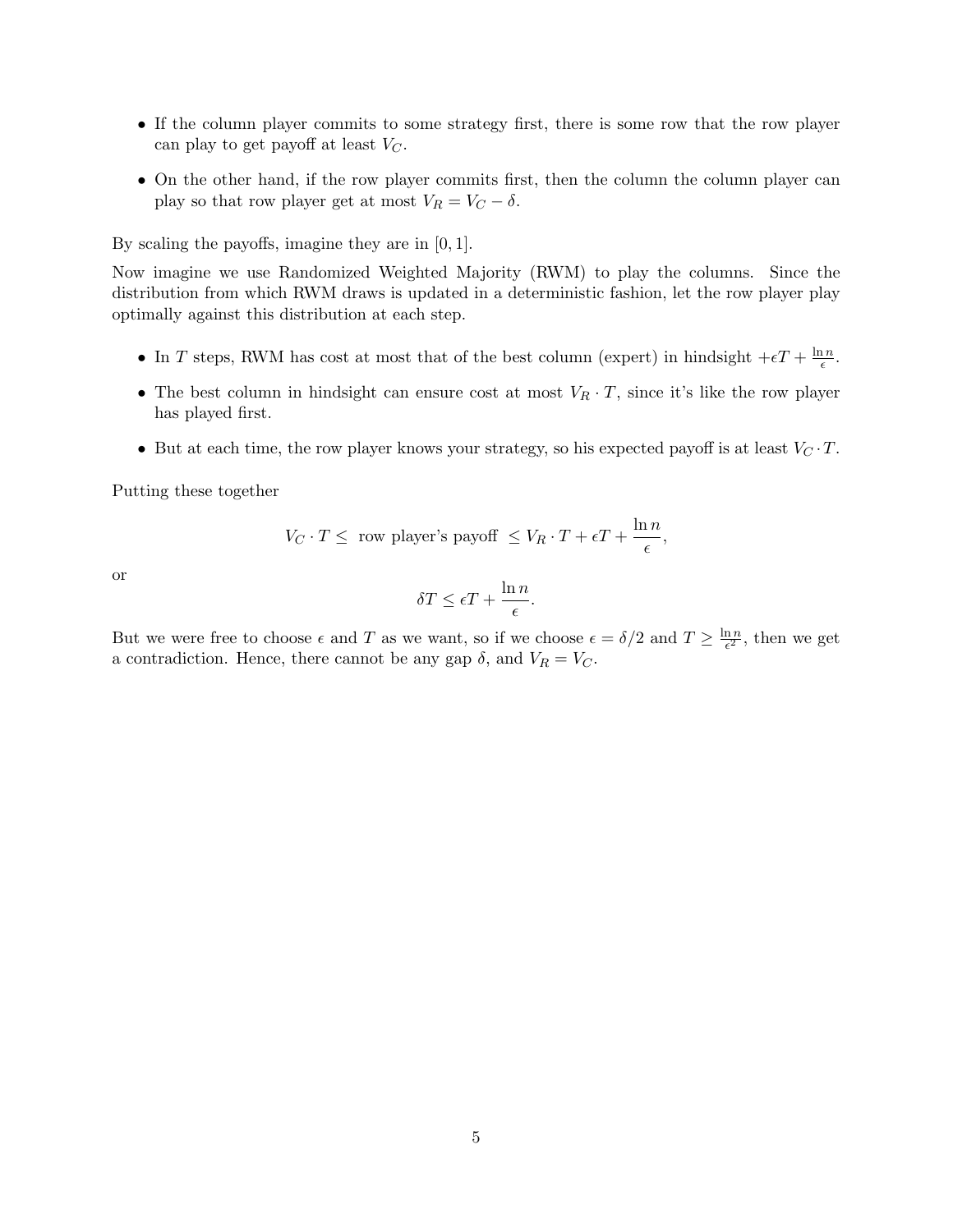- If the column player commits to some strategy first, there is some row that the row player can play to get payoff at least $V_C$.
- On the other hand, if the row player commits first, then the column the column player can play so that row player get at most $V_R = V_C - \delta$.

By scaling the payoffs, imagine they are in $[0, 1]$.

Now imagine we use Randomized Weighted Majority (RWM) to play the columns. Since the distribution from which RWM draws is updated in a deterministic fashion, let the row player play optimally against this distribution at each step.

- In $T$ steps, RWM has cost at most that of the best column (expert) in hindsight $+\epsilon T + \frac{\ln n}{\epsilon}$.
- The best column in hindsight can ensure cost at most $V_R \cdot T$, since it's like the row player has played first.
- But at each time, the row player knows your strategy, so his expected payoff is at least $V_C \cdot T$.

Putting these together

$$V_C \cdot T \leq \text{ row player's payoff } \leq V_R \cdot T + \epsilon T + \frac{\ln n}{\epsilon},$$

or

$$\delta T \leq \epsilon T + \frac{\ln n}{\epsilon}.$$

But we were free to choose $\epsilon$ and $T$ as we want, so if we choose $\epsilon = \delta/2$ and $T \geq \frac{\ln n}{\epsilon^2}$, then we get a contradiction. Hence, there cannot be any gap $\delta$, and $V_R = V_C$.